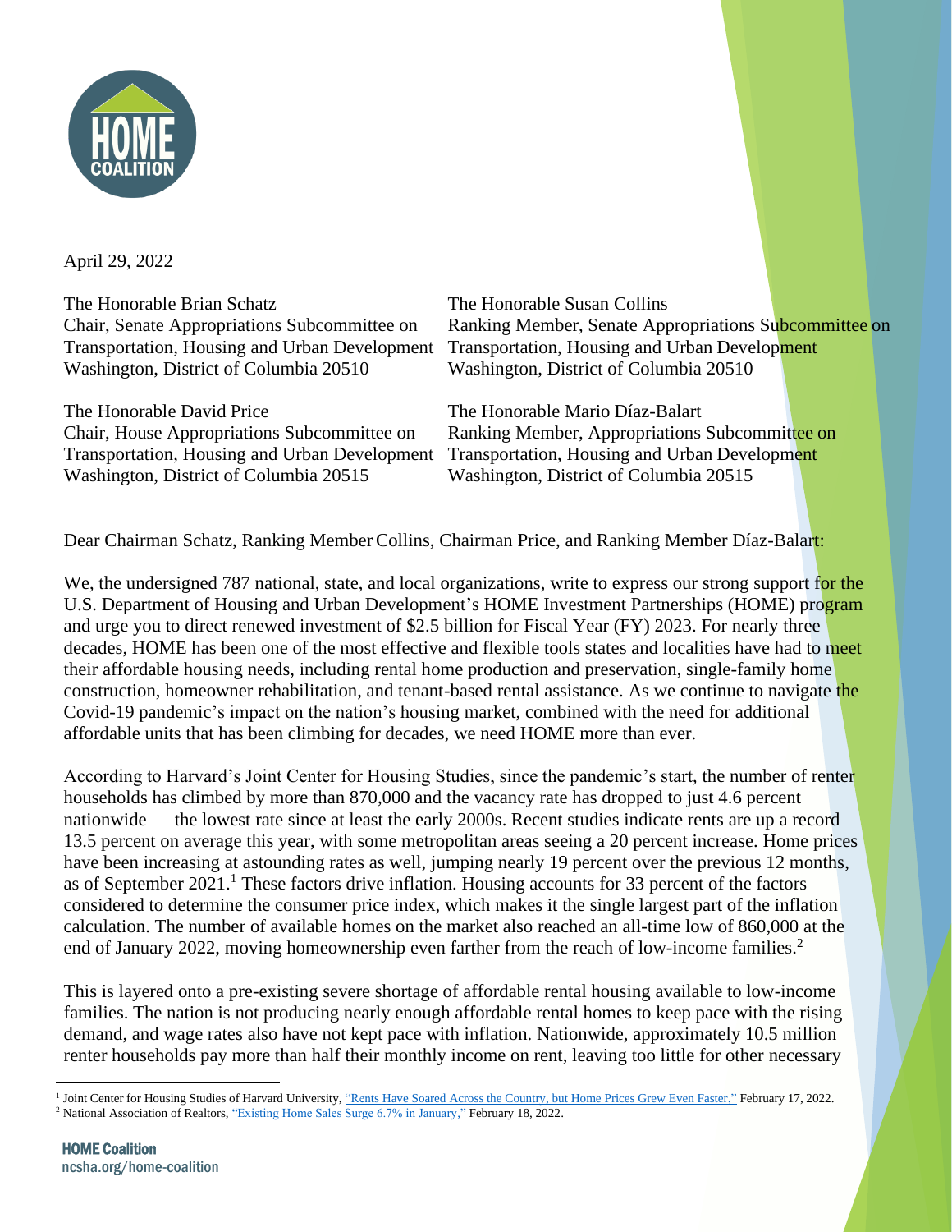April 29, 2022

The Honorable Brian Schatz
Chair, Senate Appropriations Subcommittee on Transportation, Housing and Urban Development
Washington, District of Columbia 20510

The Honorable Susan Collins
Ranking Member, Senate Appropriations Subcommittee on Transportation, Housing and Urban Development
Washington, District of Columbia 20510

The Honorable David Price
Chair, House Appropriations Subcommittee on Transportation, Housing and Urban Development
Washington, District of Columbia 20515

The Honorable Mario Díaz-Balart
Ranking Member, Appropriations Subcommittee on Transportation, Housing and Urban Development
Washington, District of Columbia 20515

Dear Chairman Schatz, Ranking Member Collins, Chairman Price, and Ranking Member Díaz-Balart:

We, the undersigned 787 national, state, and local organizations, write to express our strong support for the U.S. Department of Housing and Urban Development's HOME Investment Partnerships (HOME) program and urge you to direct renewed investment of $2.5 billion for Fiscal Year (FY) 2023. For nearly three decades, HOME has been one of the most effective and flexible tools states and localities have had to meet their affordable housing needs, including rental home production and preservation, single-family home construction, homeowner rehabilitation, and tenant-based rental assistance. As we continue to navigate the Covid-19 pandemic's impact on the nation's housing market, combined with the need for additional affordable units that has been climbing for decades, we need HOME more than ever.

According to Harvard's Joint Center for Housing Studies, since the pandemic's start, the number of renter households has climbed by more than 870,000 and the vacancy rate has dropped to just 4.6 percent nationwide — the lowest rate since at least the early 2000s. Recent studies indicate rents are up a record 13.5 percent on average this year, with some metropolitan areas seeing a 20 percent increase. Home prices have been increasing at astounding rates as well, jumping nearly 19 percent over the previous 12 months, as of September 2021.[1] These factors drive inflation. Housing accounts for 33 percent of the factors considered to determine the consumer price index, which makes it the single largest part of the inflation calculation. The number of available homes on the market also reached an all-time low of 860,000 at the end of January 2022, moving homeownership even farther from the reach of low-income families.[2]

This is layered onto a pre-existing severe shortage of affordable rental housing available to low-income families. The nation is not producing nearly enough affordable rental homes to keep pace with the rising demand, and wage rates also have not kept pace with inflation. Nationwide, approximately 10.5 million renter households pay more than half their monthly income on rent, leaving too little for other necessary

---

[1] Joint Center for Housing Studies of Harvard University, "Rents Have Soared Across the Country, but Home Prices Grew Even Faster," February 17, 2022.

[2] National Association of Realtors, "Existing Home Sales Surge 6.7% in January," February 18, 2022.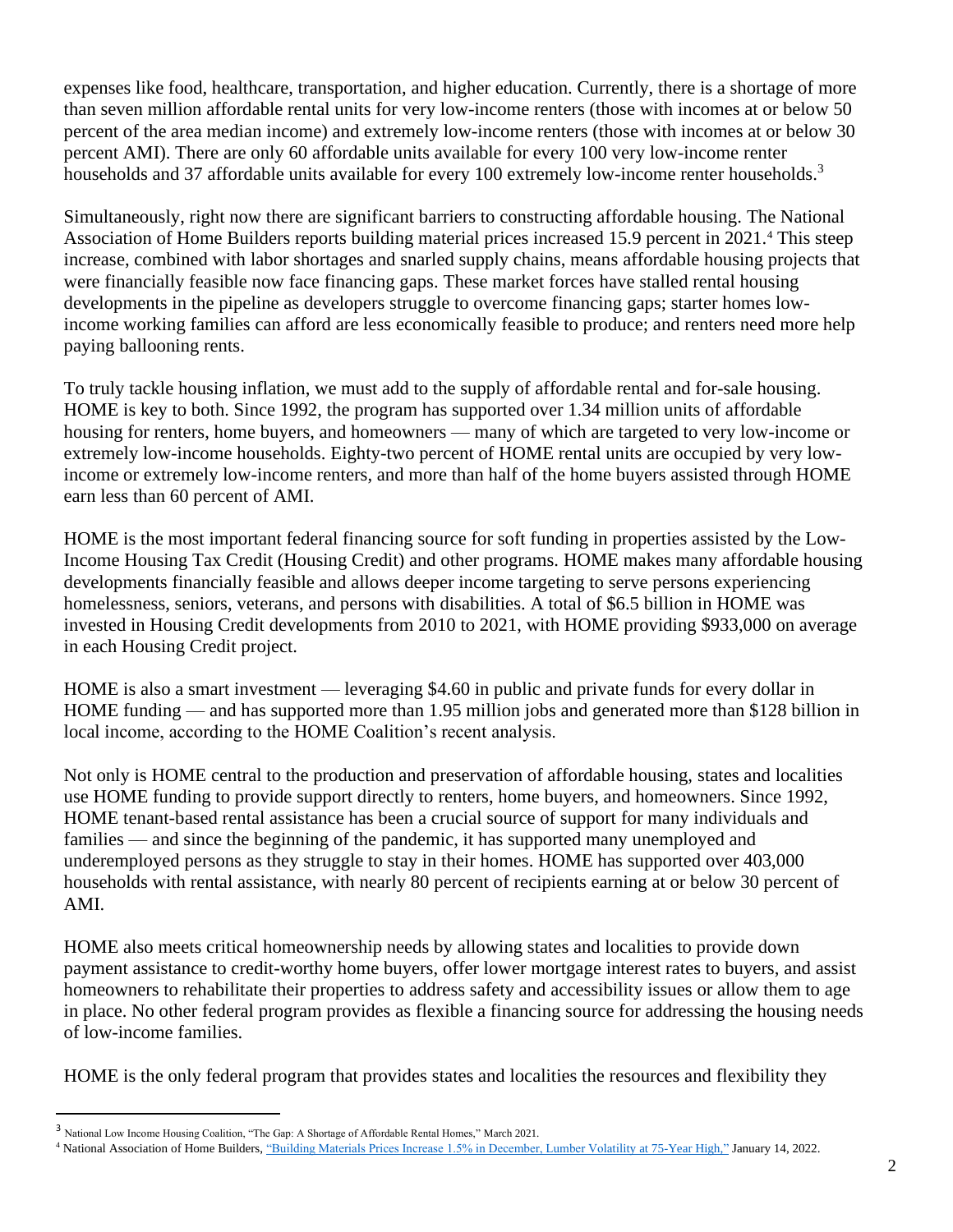expenses like food, healthcare, transportation, and higher education. Currently, there is a shortage of more than seven million affordable rental units for very low-income renters (those with incomes at or below 50 percent of the area median income) and extremely low-income renters (those with incomes at or below 30 percent AMI). There are only 60 affordable units available for every 100 very low-income renter households and 37 affordable units available for every 100 extremely low-income renter households.[3]

Simultaneously, right now there are significant barriers to constructing affordable housing. The National Association of Home Builders reports building material prices increased 15.9 percent in 2021.[4] This steep increase, combined with labor shortages and snarled supply chains, means affordable housing projects that were financially feasible now face financing gaps. These market forces have stalled rental housing developments in the pipeline as developers struggle to overcome financing gaps; starter homes low-income working families can afford are less economically feasible to produce; and renters need more help paying ballooning rents.

To truly tackle housing inflation, we must add to the supply of affordable rental and for-sale housing. HOME is key to both. Since 1992, the program has supported over 1.34 million units of affordable housing for renters, home buyers, and homeowners — many of which are targeted to very low-income or extremely low-income households. Eighty-two percent of HOME rental units are occupied by very low-income or extremely low-income renters, and more than half of the home buyers assisted through HOME earn less than 60 percent of AMI.

HOME is the most important federal financing source for soft funding in properties assisted by the Low-Income Housing Tax Credit (Housing Credit) and other programs. HOME makes many affordable housing developments financially feasible and allows deeper income targeting to serve persons experiencing homelessness, seniors, veterans, and persons with disabilities. A total of $6.5 billion in HOME was invested in Housing Credit developments from 2010 to 2021, with HOME providing $933,000 on average in each Housing Credit project.

HOME is also a smart investment — leveraging $4.60 in public and private funds for every dollar in HOME funding — and has supported more than 1.95 million jobs and generated more than $128 billion in local income, according to the HOME Coalition's recent analysis.

Not only is HOME central to the production and preservation of affordable housing, states and localities use HOME funding to provide support directly to renters, home buyers, and homeowners. Since 1992, HOME tenant-based rental assistance has been a crucial source of support for many individuals and families — and since the beginning of the pandemic, it has supported many unemployed and underemployed persons as they struggle to stay in their homes. HOME has supported over 403,000 households with rental assistance, with nearly 80 percent of recipients earning at or below 30 percent of AMI.

HOME also meets critical homeownership needs by allowing states and localities to provide down payment assistance to credit-worthy home buyers, offer lower mortgage interest rates to buyers, and assist homeowners to rehabilitate their properties to address safety and accessibility issues or allow them to age in place. No other federal program provides as flexible a financing source for addressing the housing needs of low-income families.

HOME is the only federal program that provides states and localities the resources and flexibility they

---

[3] National Low Income Housing Coalition, "The Gap: A Shortage of Affordable Rental Homes," March 2021.

[4] National Association of Home Builders, "Building Materials Prices Increase 1.5% in December, Lumber Volatility at 75-Year High," January 14, 2022.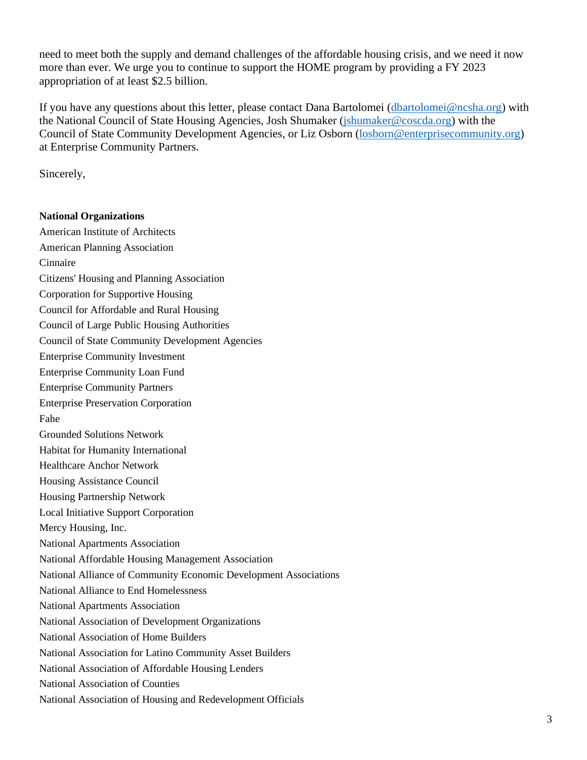need to meet both the supply and demand challenges of the affordable housing crisis, and we need it now more than ever. We urge you to continue to support the HOME program by providing a FY 2023 appropriation of at least $2.5 billion.

If you have any questions about this letter, please contact Dana Bartolomei (dbartolomei@ncsha.org) with the National Council of State Housing Agencies, Josh Shumaker (jshumaker@coscda.org) with the Council of State Community Development Agencies, or Liz Osborn (losborn@enterprisecommunity.org) at Enterprise Community Partners.

Sincerely,

**National Organizations**

American Institute of Architects
American Planning Association
Cinnaire
Citizens' Housing and Planning Association
Corporation for Supportive Housing
Council for Affordable and Rural Housing
Council of Large Public Housing Authorities
Council of State Community Development Agencies
Enterprise Community Investment
Enterprise Community Loan Fund
Enterprise Community Partners
Enterprise Preservation Corporation
Fahe
Grounded Solutions Network
Habitat for Humanity International
Healthcare Anchor Network
Housing Assistance Council
Housing Partnership Network
Local Initiative Support Corporation
Mercy Housing, Inc.
National Apartments Association
National Affordable Housing Management Association
National Alliance of Community Economic Development Associations
National Alliance to End Homelessness
National Apartments Association
National Association of Development Organizations
National Association of Home Builders
National Association for Latino Community Asset Builders
National Association of Affordable Housing Lenders
National Association of Counties
National Association of Housing and Redevelopment Officials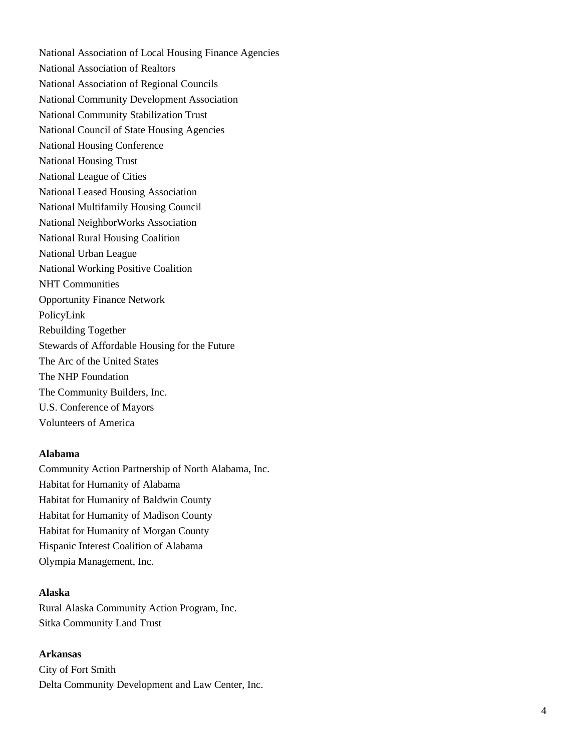National Association of Local Housing Finance Agencies
National Association of Realtors
National Association of Regional Councils
National Community Development Association
National Community Stabilization Trust
National Council of State Housing Agencies
National Housing Conference
National Housing Trust
National League of Cities
National Leased Housing Association
National Multifamily Housing Council
National NeighborWorks Association
National Rural Housing Coalition
National Urban League
National Working Positive Coalition
NHT Communities
Opportunity Finance Network
PolicyLink
Rebuilding Together
Stewards of Affordable Housing for the Future
The Arc of the United States
The NHP Foundation
The Community Builders, Inc.
U.S. Conference of Mayors
Volunteers of America

**Alabama**
Community Action Partnership of North Alabama, Inc.
Habitat for Humanity of Alabama
Habitat for Humanity of Baldwin County
Habitat for Humanity of Madison County
Habitat for Humanity of Morgan County
Hispanic Interest Coalition of Alabama
Olympia Management, Inc.

**Alaska**
Rural Alaska Community Action Program, Inc.
Sitka Community Land Trust

**Arkansas**
City of Fort Smith
Delta Community Development and Law Center, Inc.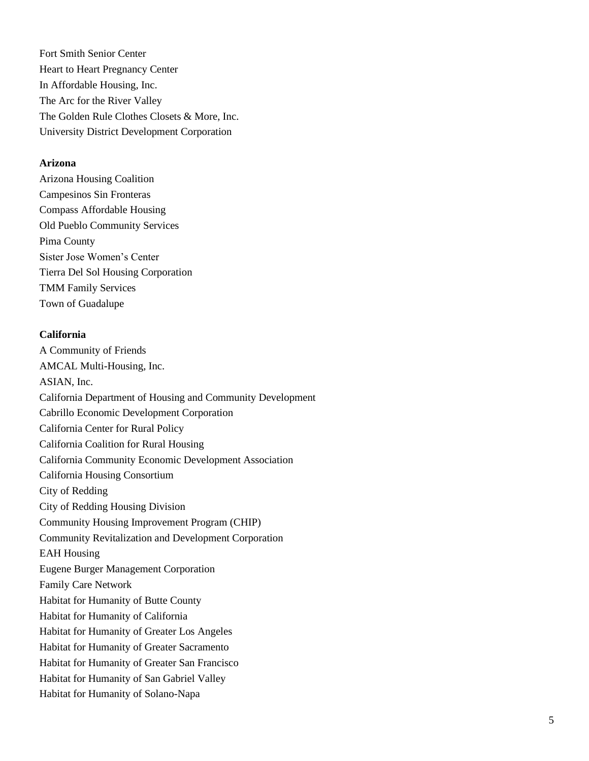Fort Smith Senior Center
Heart to Heart Pregnancy Center
In Affordable Housing, Inc.
The Arc for the River Valley
The Golden Rule Clothes Closets & More, Inc.
University District Development Corporation

**Arizona**

Arizona Housing Coalition
Campesinos Sin Fronteras
Compass Affordable Housing
Old Pueblo Community Services
Pima County
Sister Jose Women's Center
Tierra Del Sol Housing Corporation
TMM Family Services
Town of Guadalupe

**California**

A Community of Friends
AMCAL Multi-Housing, Inc.
ASIAN, Inc.
California Department of Housing and Community Development
Cabrillo Economic Development Corporation
California Center for Rural Policy
California Coalition for Rural Housing
California Community Economic Development Association
California Housing Consortium
City of Redding
City of Redding Housing Division
Community Housing Improvement Program (CHIP)
Community Revitalization and Development Corporation
EAH Housing
Eugene Burger Management Corporation
Family Care Network
Habitat for Humanity of Butte County
Habitat for Humanity of California
Habitat for Humanity of Greater Los Angeles
Habitat for Humanity of Greater Sacramento
Habitat for Humanity of Greater San Francisco
Habitat for Humanity of San Gabriel Valley
Habitat for Humanity of Solano-Napa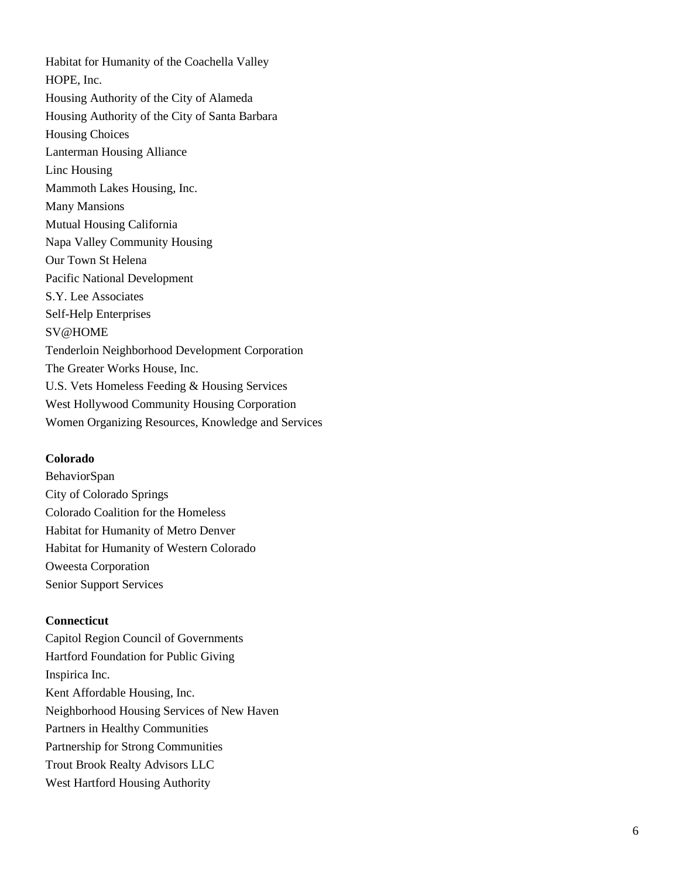Habitat for Humanity of the Coachella Valley
HOPE, Inc.
Housing Authority of the City of Alameda
Housing Authority of the City of Santa Barbara
Housing Choices
Lanterman Housing Alliance
Linc Housing
Mammoth Lakes Housing, Inc.
Many Mansions
Mutual Housing California
Napa Valley Community Housing
Our Town St Helena
Pacific National Development
S.Y. Lee Associates
Self-Help Enterprises
SV@HOME
Tenderloin Neighborhood Development Corporation
The Greater Works House, Inc.
U.S. Vets Homeless Feeding & Housing Services
West Hollywood Community Housing Corporation
Women Organizing Resources, Knowledge and Services

**Colorado**
BehaviorSpan
City of Colorado Springs
Colorado Coalition for the Homeless
Habitat for Humanity of Metro Denver
Habitat for Humanity of Western Colorado
Oweesta Corporation
Senior Support Services

**Connecticut**
Capitol Region Council of Governments
Hartford Foundation for Public Giving
Inspirica Inc.
Kent Affordable Housing, Inc.
Neighborhood Housing Services of New Haven
Partners in Healthy Communities
Partnership for Strong Communities
Trout Brook Realty Advisors LLC
West Hartford Housing Authority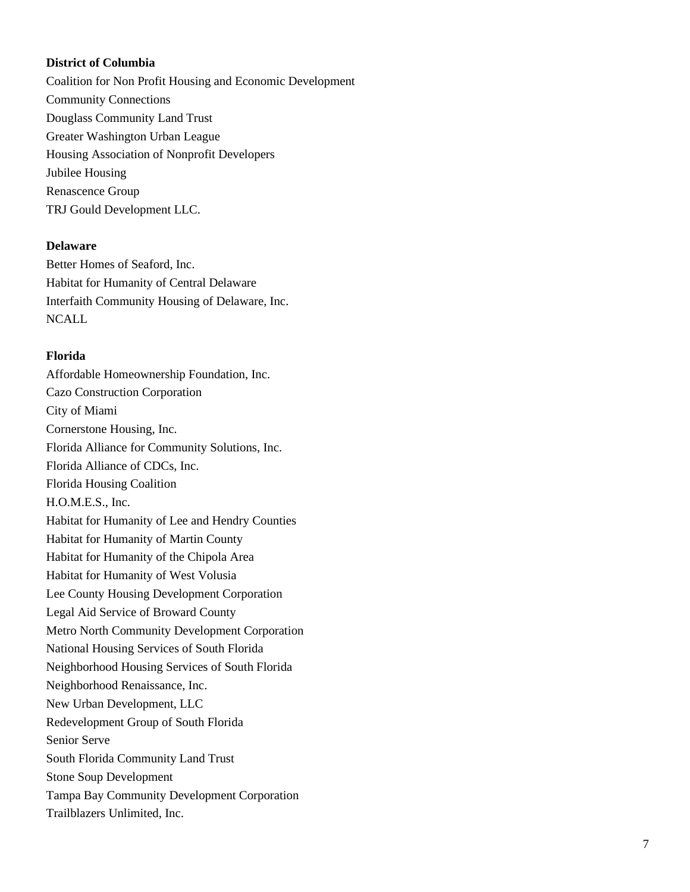**District of Columbia**

Coalition for Non Profit Housing and Economic Development
Community Connections
Douglass Community Land Trust
Greater Washington Urban League
Housing Association of Nonprofit Developers
Jubilee Housing
Renascence Group
TRJ Gould Development LLC.

**Delaware**

Better Homes of Seaford, Inc.
Habitat for Humanity of Central Delaware
Interfaith Community Housing of Delaware, Inc.
NCALL

**Florida**

Affordable Homeownership Foundation, Inc.
Cazo Construction Corporation
City of Miami
Cornerstone Housing, Inc.
Florida Alliance for Community Solutions, Inc.
Florida Alliance of CDCs, Inc.
Florida Housing Coalition
H.O.M.E.S., Inc.
Habitat for Humanity of Lee and Hendry Counties
Habitat for Humanity of Martin County
Habitat for Humanity of the Chipola Area
Habitat for Humanity of West Volusia
Lee County Housing Development Corporation
Legal Aid Service of Broward County
Metro North Community Development Corporation
National Housing Services of South Florida
Neighborhood Housing Services of South Florida
Neighborhood Renaissance, Inc.
New Urban Development, LLC
Redevelopment Group of South Florida
Senior Serve
South Florida Community Land Trust
Stone Soup Development
Tampa Bay Community Development Corporation
Trailblazers Unlimited, Inc.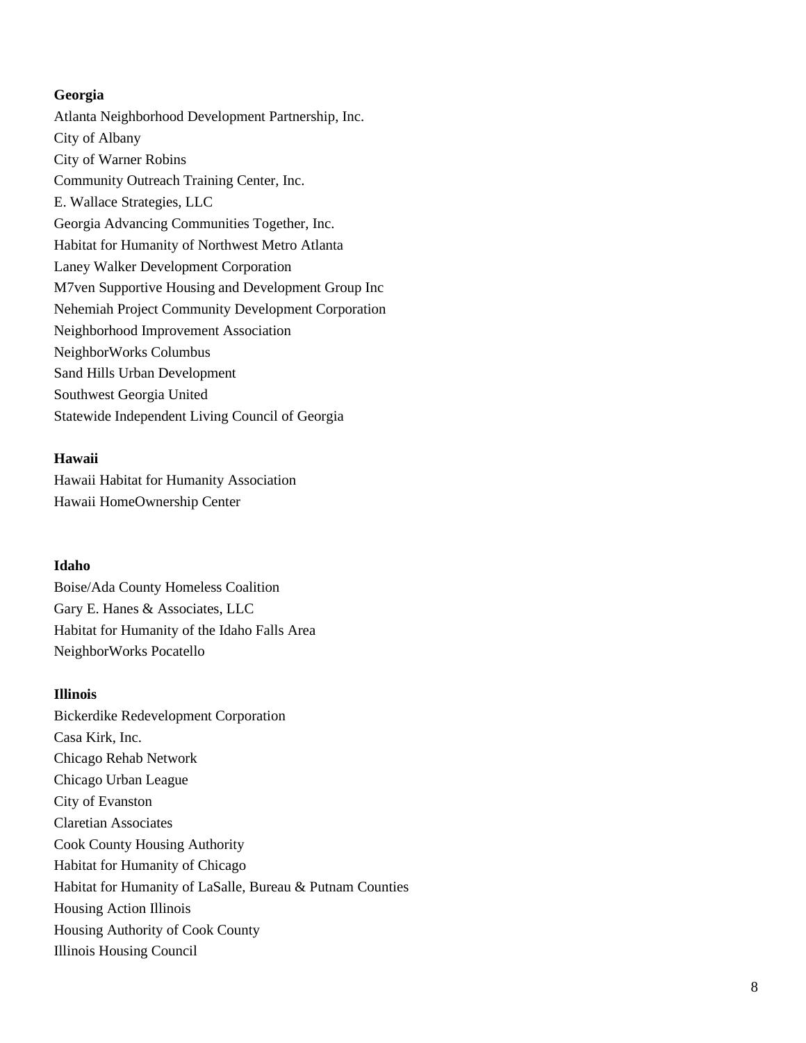**Georgia**

Atlanta Neighborhood Development Partnership, Inc.
City of Albany
City of Warner Robins
Community Outreach Training Center, Inc.
E. Wallace Strategies, LLC
Georgia Advancing Communities Together, Inc.
Habitat for Humanity of Northwest Metro Atlanta
Laney Walker Development Corporation
M7ven Supportive Housing and Development Group Inc
Nehemiah Project Community Development Corporation
Neighborhood Improvement Association
NeighborWorks Columbus
Sand Hills Urban Development
Southwest Georgia United
Statewide Independent Living Council of Georgia

**Hawaii**

Hawaii Habitat for Humanity Association
Hawaii HomeOwnership Center

**Idaho**

Boise/Ada County Homeless Coalition
Gary E. Hanes & Associates, LLC
Habitat for Humanity of the Idaho Falls Area
NeighborWorks Pocatello

**Illinois**

Bickerdike Redevelopment Corporation
Casa Kirk, Inc.
Chicago Rehab Network
Chicago Urban League
City of Evanston
Claretian Associates
Cook County Housing Authority
Habitat for Humanity of Chicago
Habitat for Humanity of LaSalle, Bureau & Putnam Counties
Housing Action Illinois
Housing Authority of Cook County
Illinois Housing Council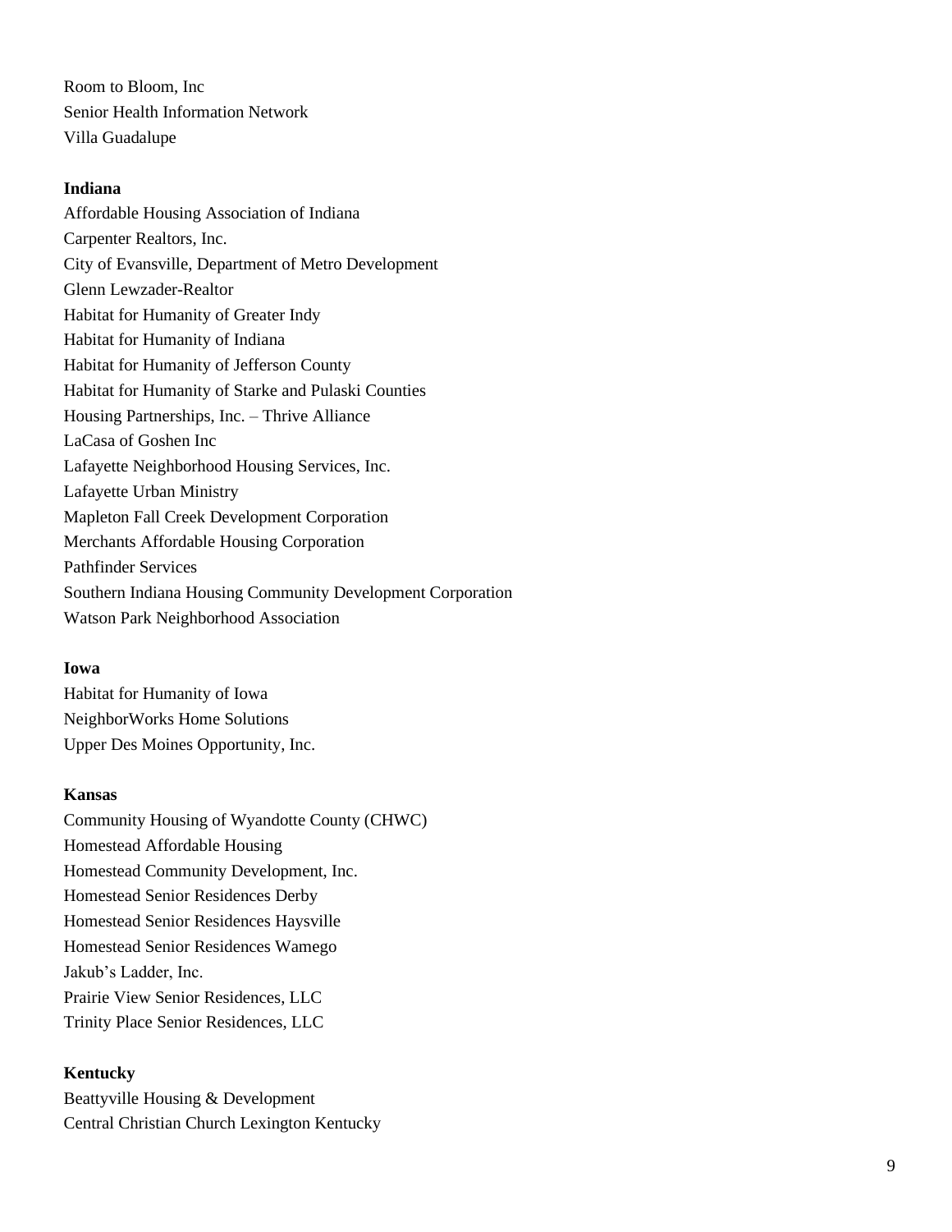Room to Bloom, Inc
Senior Health Information Network
Villa Guadalupe

**Indiana**
Affordable Housing Association of Indiana
Carpenter Realtors, Inc.
City of Evansville, Department of Metro Development
Glenn Lewzader-Realtor
Habitat for Humanity of Greater Indy
Habitat for Humanity of Indiana
Habitat for Humanity of Jefferson County
Habitat for Humanity of Starke and Pulaski Counties
Housing Partnerships, Inc. – Thrive Alliance
LaCasa of Goshen Inc
Lafayette Neighborhood Housing Services, Inc.
Lafayette Urban Ministry
Mapleton Fall Creek Development Corporation
Merchants Affordable Housing Corporation
Pathfinder Services
Southern Indiana Housing Community Development Corporation
Watson Park Neighborhood Association

**Iowa**
Habitat for Humanity of Iowa
NeighborWorks Home Solutions
Upper Des Moines Opportunity, Inc.

**Kansas**
Community Housing of Wyandotte County (CHWC)
Homestead Affordable Housing
Homestead Community Development, Inc.
Homestead Senior Residences Derby
Homestead Senior Residences Haysville
Homestead Senior Residences Wamego
Jakub's Ladder, Inc.
Prairie View Senior Residences, LLC
Trinity Place Senior Residences, LLC

**Kentucky**
Beattyville Housing & Development
Central Christian Church Lexington Kentucky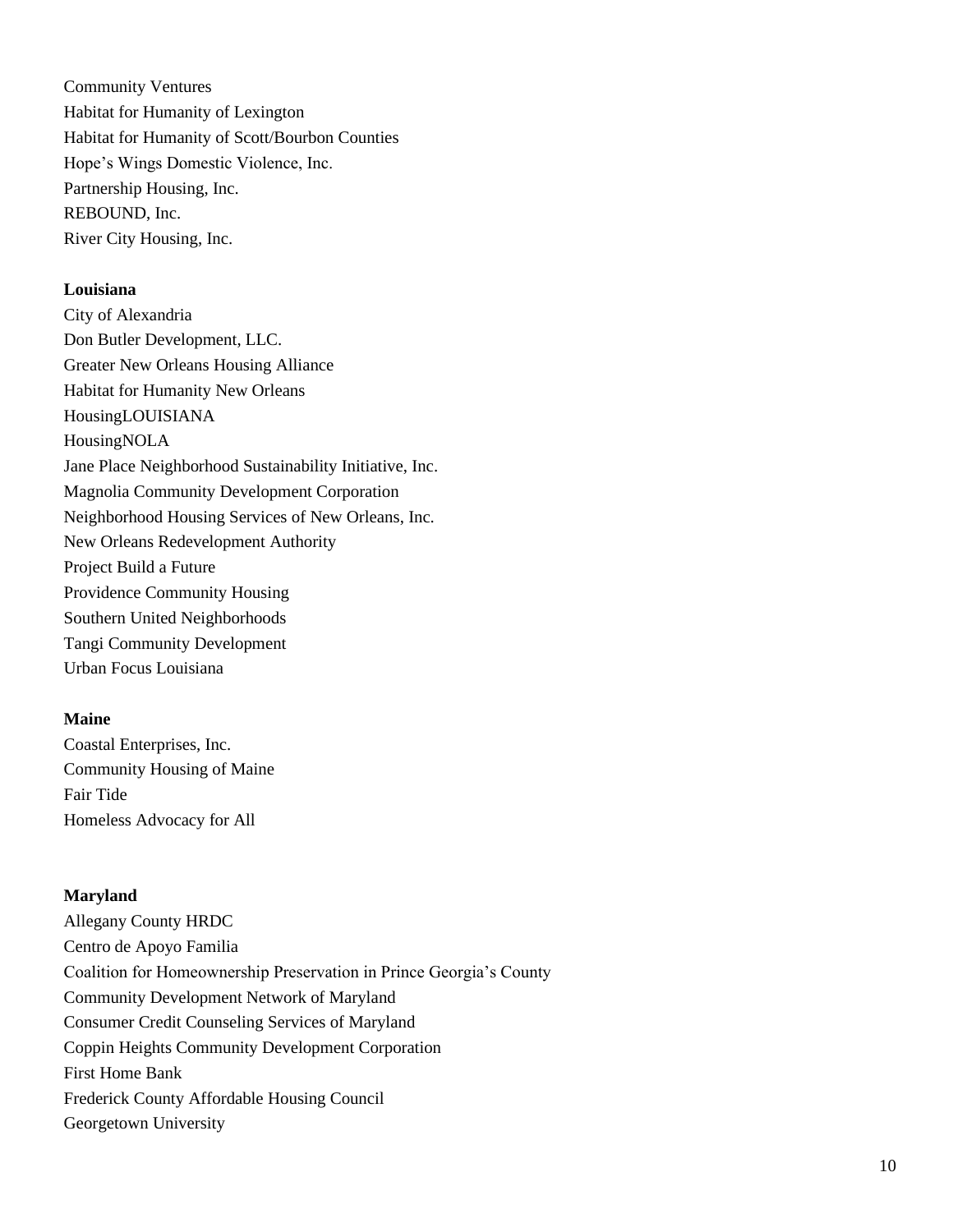Community Ventures
Habitat for Humanity of Lexington
Habitat for Humanity of Scott/Bourbon Counties
Hope's Wings Domestic Violence, Inc.
Partnership Housing, Inc.
REBOUND, Inc.
River City Housing, Inc.

**Louisiana**
City of Alexandria
Don Butler Development, LLC.
Greater New Orleans Housing Alliance
Habitat for Humanity New Orleans
HousingLOUISIANA
HousingNOLA
Jane Place Neighborhood Sustainability Initiative, Inc.
Magnolia Community Development Corporation
Neighborhood Housing Services of New Orleans, Inc.
New Orleans Redevelopment Authority
Project Build a Future
Providence Community Housing
Southern United Neighborhoods
Tangi Community Development
Urban Focus Louisiana

**Maine**
Coastal Enterprises, Inc.
Community Housing of Maine
Fair Tide
Homeless Advocacy for All

**Maryland**
Allegany County HRDC
Centro de Apoyo Familia
Coalition for Homeownership Preservation in Prince Georgia's County
Community Development Network of Maryland
Consumer Credit Counseling Services of Maryland
Coppin Heights Community Development Corporation
First Home Bank
Frederick County Affordable Housing Council
Georgetown University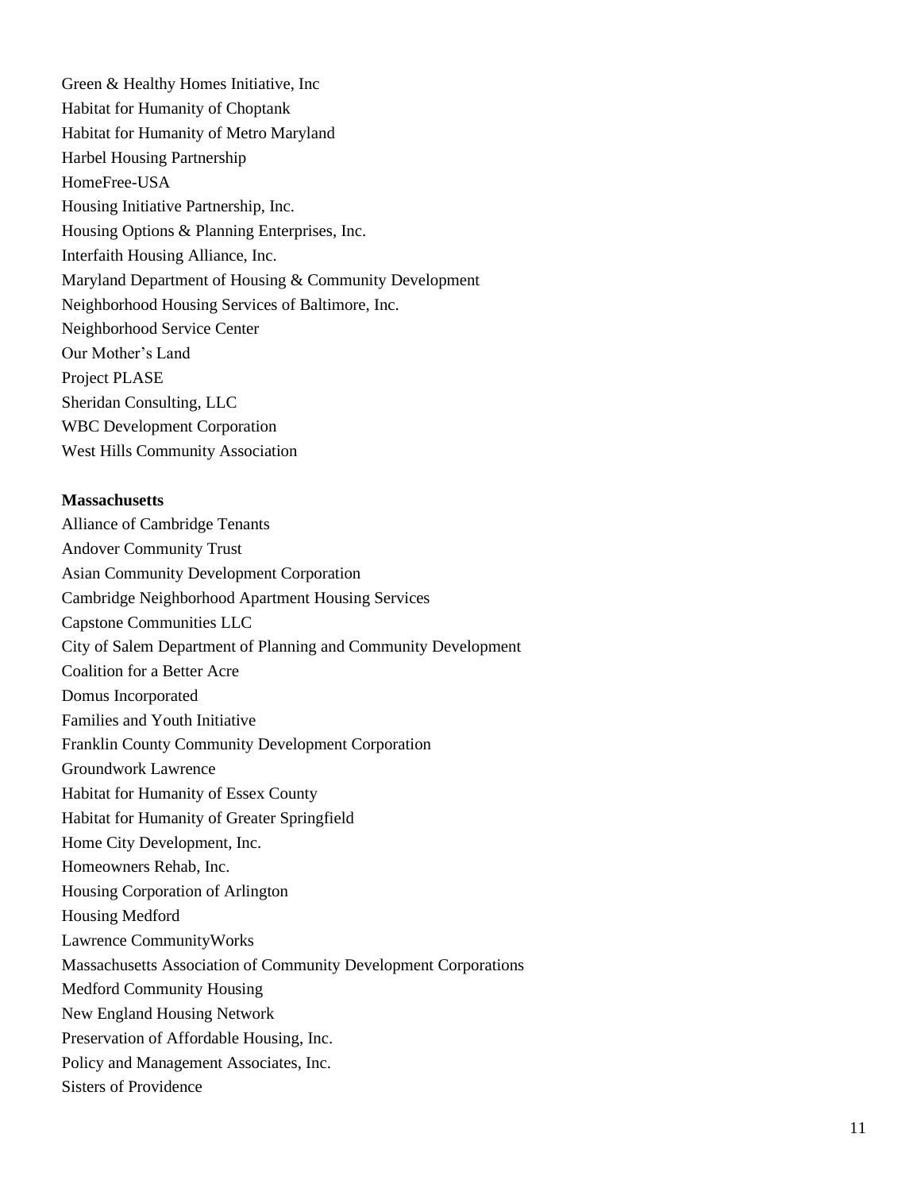Green & Healthy Homes Initiative, Inc
Habitat for Humanity of Choptank
Habitat for Humanity of Metro Maryland
Harbel Housing Partnership
HomeFree-USA
Housing Initiative Partnership, Inc.
Housing Options & Planning Enterprises, Inc.
Interfaith Housing Alliance, Inc.
Maryland Department of Housing & Community Development
Neighborhood Housing Services of Baltimore, Inc.
Neighborhood Service Center
Our Mother's Land
Project PLASE
Sheridan Consulting, LLC
WBC Development Corporation
West Hills Community Association

**Massachusetts**
Alliance of Cambridge Tenants
Andover Community Trust
Asian Community Development Corporation
Cambridge Neighborhood Apartment Housing Services
Capstone Communities LLC
City of Salem Department of Planning and Community Development
Coalition for a Better Acre
Domus Incorporated
Families and Youth Initiative
Franklin County Community Development Corporation
Groundwork Lawrence
Habitat for Humanity of Essex County
Habitat for Humanity of Greater Springfield
Home City Development, Inc.
Homeowners Rehab, Inc.
Housing Corporation of Arlington
Housing Medford
Lawrence CommunityWorks
Massachusetts Association of Community Development Corporations
Medford Community Housing
New England Housing Network
Preservation of Affordable Housing, Inc.
Policy and Management Associates, Inc.
Sisters of Providence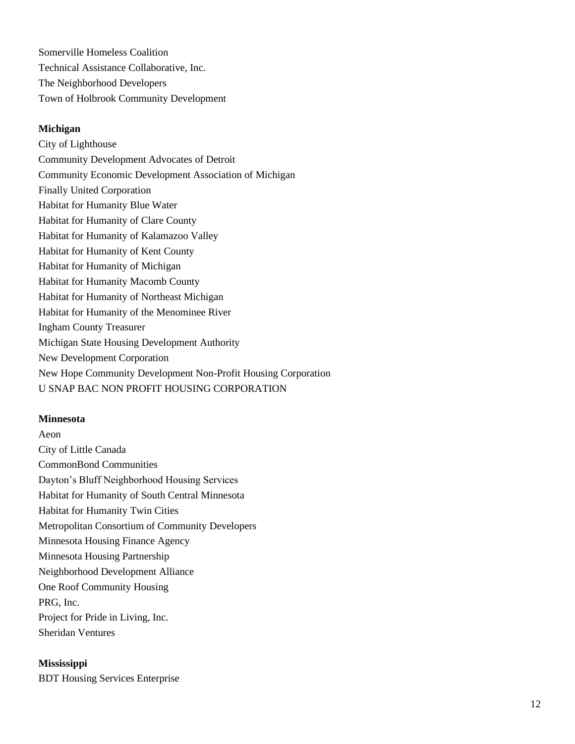Somerville Homeless Coalition
Technical Assistance Collaborative, Inc.
The Neighborhood Developers
Town of Holbrook Community Development

**Michigan**

City of Lighthouse
Community Development Advocates of Detroit
Community Economic Development Association of Michigan
Finally United Corporation
Habitat for Humanity Blue Water
Habitat for Humanity of Clare County
Habitat for Humanity of Kalamazoo Valley
Habitat for Humanity of Kent County
Habitat for Humanity of Michigan
Habitat for Humanity Macomb County
Habitat for Humanity of Northeast Michigan
Habitat for Humanity of the Menominee River
Ingham County Treasurer
Michigan State Housing Development Authority
New Development Corporation
New Hope Community Development Non-Profit Housing Corporation
U SNAP BAC NON PROFIT HOUSING CORPORATION

**Minnesota**

Aeon
City of Little Canada
CommonBond Communities
Dayton's Bluff Neighborhood Housing Services
Habitat for Humanity of South Central Minnesota
Habitat for Humanity Twin Cities
Metropolitan Consortium of Community Developers
Minnesota Housing Finance Agency
Minnesota Housing Partnership
Neighborhood Development Alliance
One Roof Community Housing
PRG, Inc.
Project for Pride in Living, Inc.
Sheridan Ventures

**Mississippi**

BDT Housing Services Enterprise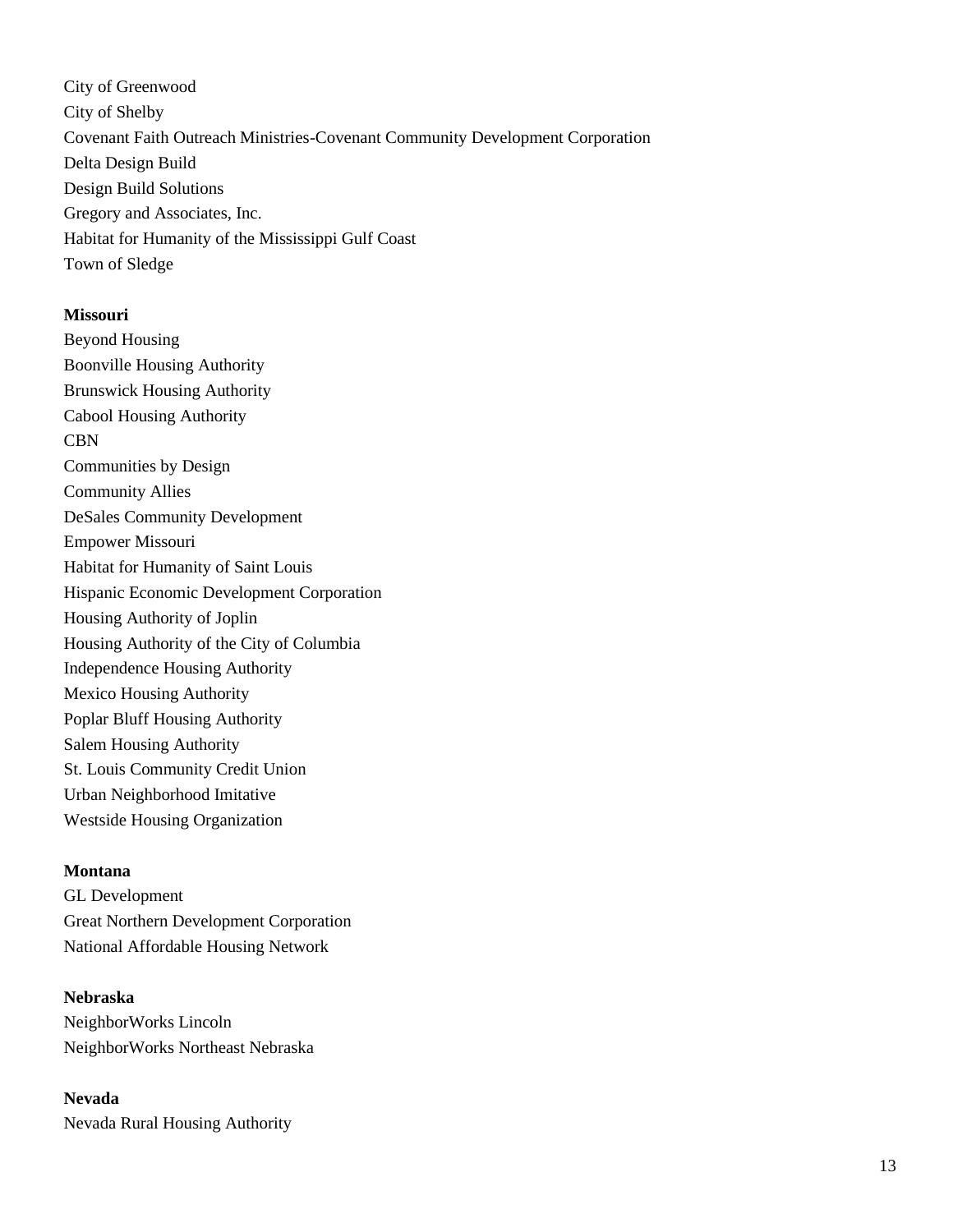City of Greenwood
City of Shelby
Covenant Faith Outreach Ministries-Covenant Community Development Corporation
Delta Design Build
Design Build Solutions
Gregory and Associates, Inc.
Habitat for Humanity of the Mississippi Gulf Coast
Town of Sledge

**Missouri**
Beyond Housing
Boonville Housing Authority
Brunswick Housing Authority
Cabool Housing Authority
CBN
Communities by Design
Community Allies
DeSales Community Development
Empower Missouri
Habitat for Humanity of Saint Louis
Hispanic Economic Development Corporation
Housing Authority of Joplin
Housing Authority of the City of Columbia
Independence Housing Authority
Mexico Housing Authority
Poplar Bluff Housing Authority
Salem Housing Authority
St. Louis Community Credit Union
Urban Neighborhood Imitative
Westside Housing Organization

**Montana**
GL Development
Great Northern Development Corporation
National Affordable Housing Network

**Nebraska**
NeighborWorks Lincoln
NeighborWorks Northeast Nebraska

**Nevada**
Nevada Rural Housing Authority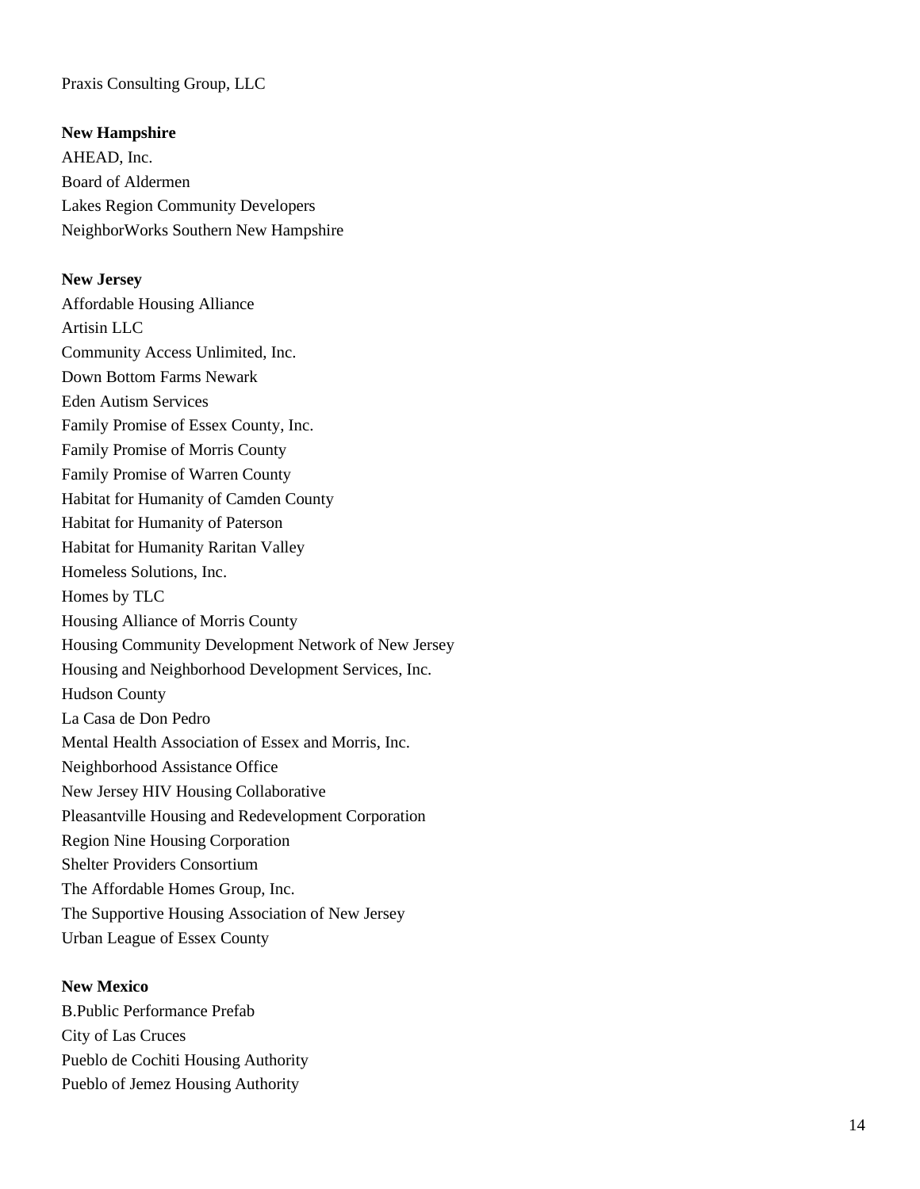Praxis Consulting Group, LLC

**New Hampshire**

AHEAD, Inc.
Board of Aldermen
Lakes Region Community Developers
NeighborWorks Southern New Hampshire

**New Jersey**

Affordable Housing Alliance
Artisin LLC
Community Access Unlimited, Inc.
Down Bottom Farms Newark
Eden Autism Services
Family Promise of Essex County, Inc.
Family Promise of Morris County
Family Promise of Warren County
Habitat for Humanity of Camden County
Habitat for Humanity of Paterson
Habitat for Humanity Raritan Valley
Homeless Solutions, Inc.
Homes by TLC
Housing Alliance of Morris County
Housing Community Development Network of New Jersey
Housing and Neighborhood Development Services, Inc.
Hudson County
La Casa de Don Pedro
Mental Health Association of Essex and Morris, Inc.
Neighborhood Assistance Office
New Jersey HIV Housing Collaborative
Pleasantville Housing and Redevelopment Corporation
Region Nine Housing Corporation
Shelter Providers Consortium
The Affordable Homes Group, Inc.
The Supportive Housing Association of New Jersey
Urban League of Essex County

**New Mexico**

B.Public Performance Prefab
City of Las Cruces
Pueblo de Cochiti Housing Authority
Pueblo of Jemez Housing Authority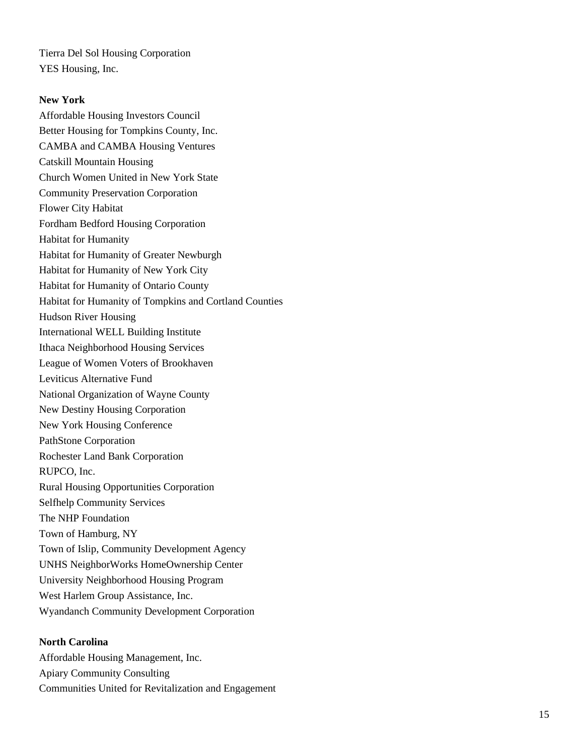Tierra Del Sol Housing Corporation
YES Housing, Inc.

**New York**
Affordable Housing Investors Council
Better Housing for Tompkins County, Inc.
CAMBA and CAMBA Housing Ventures
Catskill Mountain Housing
Church Women United in New York State
Community Preservation Corporation
Flower City Habitat
Fordham Bedford Housing Corporation
Habitat for Humanity
Habitat for Humanity of Greater Newburgh
Habitat for Humanity of New York City
Habitat for Humanity of Ontario County
Habitat for Humanity of Tompkins and Cortland Counties
Hudson River Housing
International WELL Building Institute
Ithaca Neighborhood Housing Services
League of Women Voters of Brookhaven
Leviticus Alternative Fund
National Organization of Wayne County
New Destiny Housing Corporation
New York Housing Conference
PathStone Corporation
Rochester Land Bank Corporation
RUPCO, Inc.
Rural Housing Opportunities Corporation
Selfhelp Community Services
The NHP Foundation
Town of Hamburg, NY
Town of Islip, Community Development Agency
UNHS NeighborWorks HomeOwnership Center
University Neighborhood Housing Program
West Harlem Group Assistance, Inc.
Wyandanch Community Development Corporation

**North Carolina**
Affordable Housing Management, Inc.
Apiary Community Consulting
Communities United for Revitalization and Engagement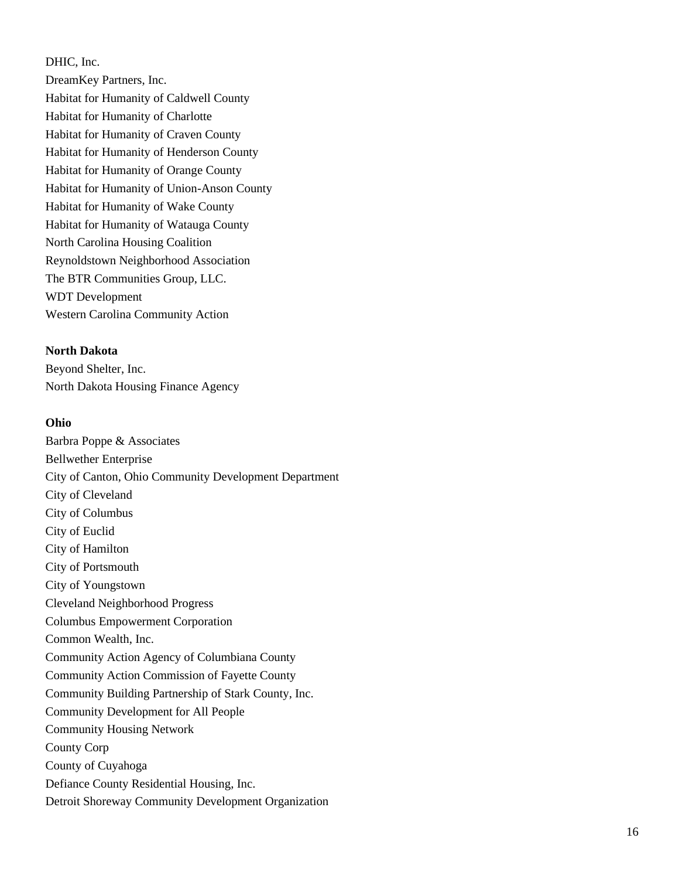DHIC, Inc.
DreamKey Partners, Inc.
Habitat for Humanity of Caldwell County
Habitat for Humanity of Charlotte
Habitat for Humanity of Craven County
Habitat for Humanity of Henderson County
Habitat for Humanity of Orange County
Habitat for Humanity of Union-Anson County
Habitat for Humanity of Wake County
Habitat for Humanity of Watauga County
North Carolina Housing Coalition
Reynoldstown Neighborhood Association
The BTR Communities Group, LLC.
WDT Development
Western Carolina Community Action

**North Dakota**
Beyond Shelter, Inc.
North Dakota Housing Finance Agency

**Ohio**
Barbra Poppe & Associates
Bellwether Enterprise
City of Canton, Ohio Community Development Department
City of Cleveland
City of Columbus
City of Euclid
City of Hamilton
City of Portsmouth
City of Youngstown
Cleveland Neighborhood Progress
Columbus Empowerment Corporation
Common Wealth, Inc.
Community Action Agency of Columbiana County
Community Action Commission of Fayette County
Community Building Partnership of Stark County, Inc.
Community Development for All People
Community Housing Network
County Corp
County of Cuyahoga
Defiance County Residential Housing, Inc.
Detroit Shoreway Community Development Organization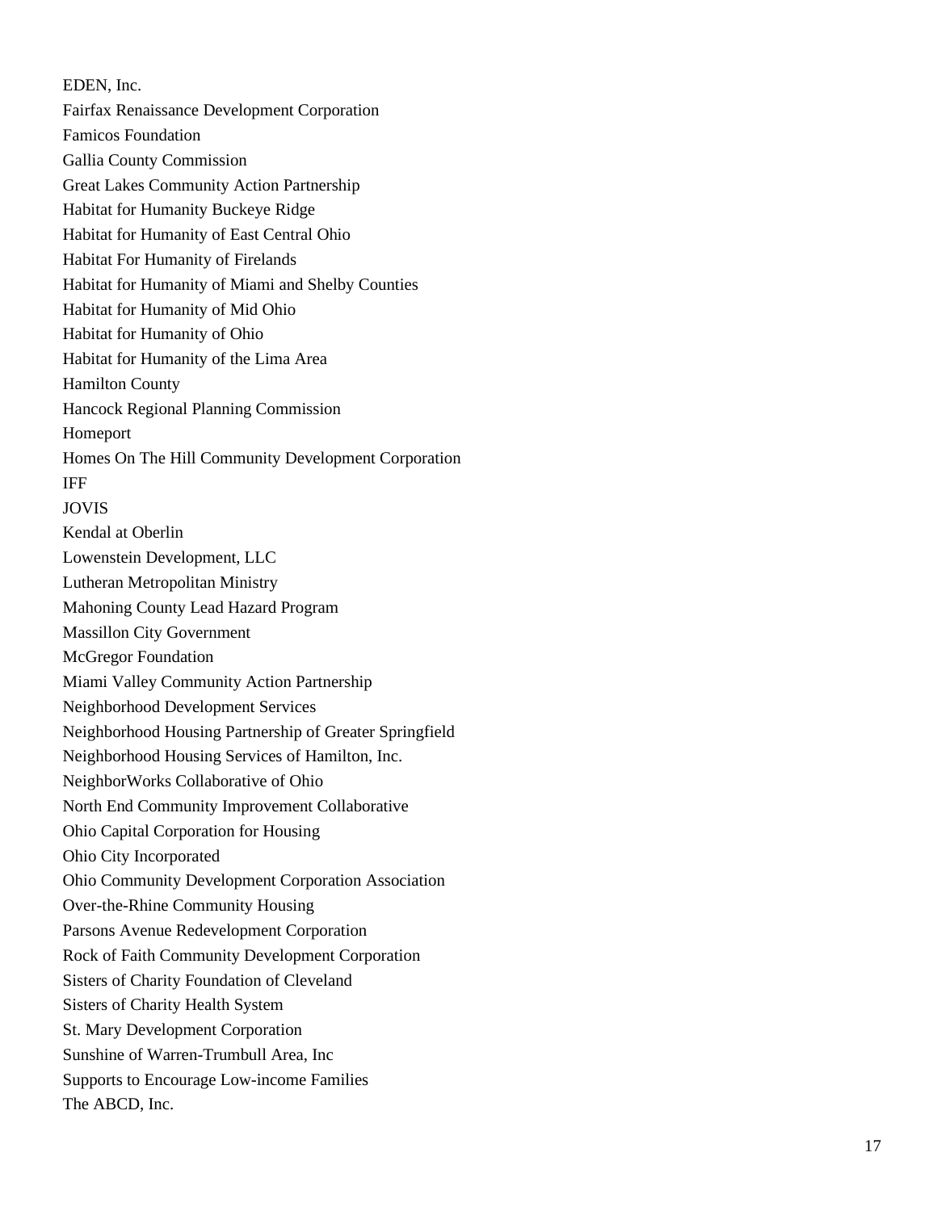EDEN, Inc.

Fairfax Renaissance Development Corporation

Famicos Foundation

Gallia County Commission

Great Lakes Community Action Partnership

Habitat for Humanity Buckeye Ridge

Habitat for Humanity of East Central Ohio

Habitat For Humanity of Firelands

Habitat for Humanity of Miami and Shelby Counties

Habitat for Humanity of Mid Ohio

Habitat for Humanity of Ohio

Habitat for Humanity of the Lima Area

Hamilton County

Hancock Regional Planning Commission

Homeport

Homes On The Hill Community Development Corporation

IFF

JOVIS

Kendal at Oberlin

Lowenstein Development, LLC

Lutheran Metropolitan Ministry

Mahoning County Lead Hazard Program

Massillon City Government

McGregor Foundation

Miami Valley Community Action Partnership

Neighborhood Development Services

Neighborhood Housing Partnership of Greater Springfield

Neighborhood Housing Services of Hamilton, Inc.

NeighborWorks Collaborative of Ohio

North End Community Improvement Collaborative

Ohio Capital Corporation for Housing

Ohio City Incorporated

Ohio Community Development Corporation Association

Over-the-Rhine Community Housing

Parsons Avenue Redevelopment Corporation

Rock of Faith Community Development Corporation

Sisters of Charity Foundation of Cleveland

Sisters of Charity Health System

St. Mary Development Corporation

Sunshine of Warren-Trumbull Area, Inc

Supports to Encourage Low-income Families

The ABCD, Inc.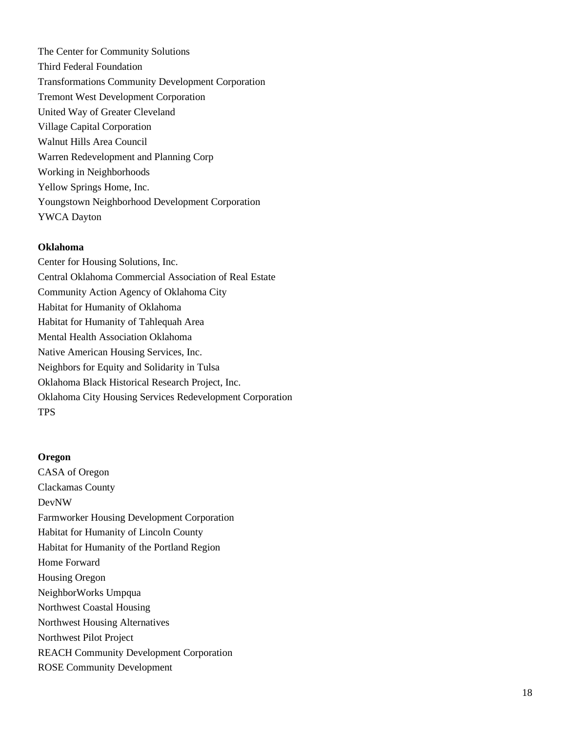The Center for Community Solutions
Third Federal Foundation
Transformations Community Development Corporation
Tremont West Development Corporation
United Way of Greater Cleveland
Village Capital Corporation
Walnut Hills Area Council
Warren Redevelopment and Planning Corp
Working in Neighborhoods
Yellow Springs Home, Inc.
Youngstown Neighborhood Development Corporation
YWCA Dayton

**Oklahoma**
Center for Housing Solutions, Inc.
Central Oklahoma Commercial Association of Real Estate
Community Action Agency of Oklahoma City
Habitat for Humanity of Oklahoma
Habitat for Humanity of Tahlequah Area
Mental Health Association Oklahoma
Native American Housing Services, Inc.
Neighbors for Equity and Solidarity in Tulsa
Oklahoma Black Historical Research Project, Inc.
Oklahoma City Housing Services Redevelopment Corporation
TPS

**Oregon**
CASA of Oregon
Clackamas County
DevNW
Farmworker Housing Development Corporation
Habitat for Humanity of Lincoln County
Habitat for Humanity of the Portland Region
Home Forward
Housing Oregon
NeighborWorks Umpqua
Northwest Coastal Housing
Northwest Housing Alternatives
Northwest Pilot Project
REACH Community Development Corporation
ROSE Community Development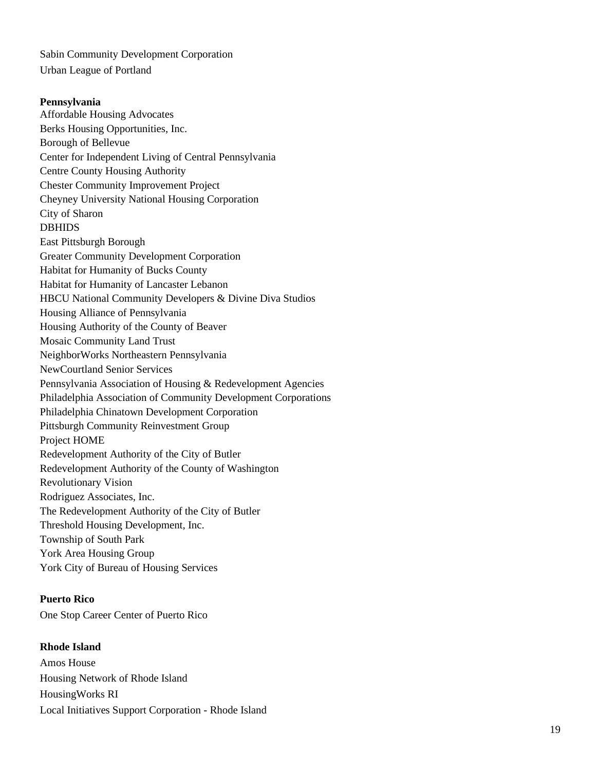Sabin Community Development Corporation
Urban League of Portland

**Pennsylvania**
Affordable Housing Advocates
Berks Housing Opportunities, Inc.
Borough of Bellevue
Center for Independent Living of Central Pennsylvania
Centre County Housing Authority
Chester Community Improvement Project
Cheyney University National Housing Corporation
City of Sharon
DBHIDS
East Pittsburgh Borough
Greater Community Development Corporation
Habitat for Humanity of Bucks County
Habitat for Humanity of Lancaster Lebanon
HBCU National Community Developers & Divine Diva Studios
Housing Alliance of Pennsylvania
Housing Authority of the County of Beaver
Mosaic Community Land Trust
NeighborWorks Northeastern Pennsylvania
NewCourtland Senior Services
Pennsylvania Association of Housing & Redevelopment Agencies
Philadelphia Association of Community Development Corporations
Philadelphia Chinatown Development Corporation
Pittsburgh Community Reinvestment Group
Project HOME
Redevelopment Authority of the City of Butler
Redevelopment Authority of the County of Washington
Revolutionary Vision
Rodriguez Associates, Inc.
The Redevelopment Authority of the City of Butler
Threshold Housing Development, Inc.
Township of South Park
York Area Housing Group
York City of Bureau of Housing Services

**Puerto Rico**
One Stop Career Center of Puerto Rico

**Rhode Island**
Amos House
Housing Network of Rhode Island
HousingWorks RI
Local Initiatives Support Corporation - Rhode Island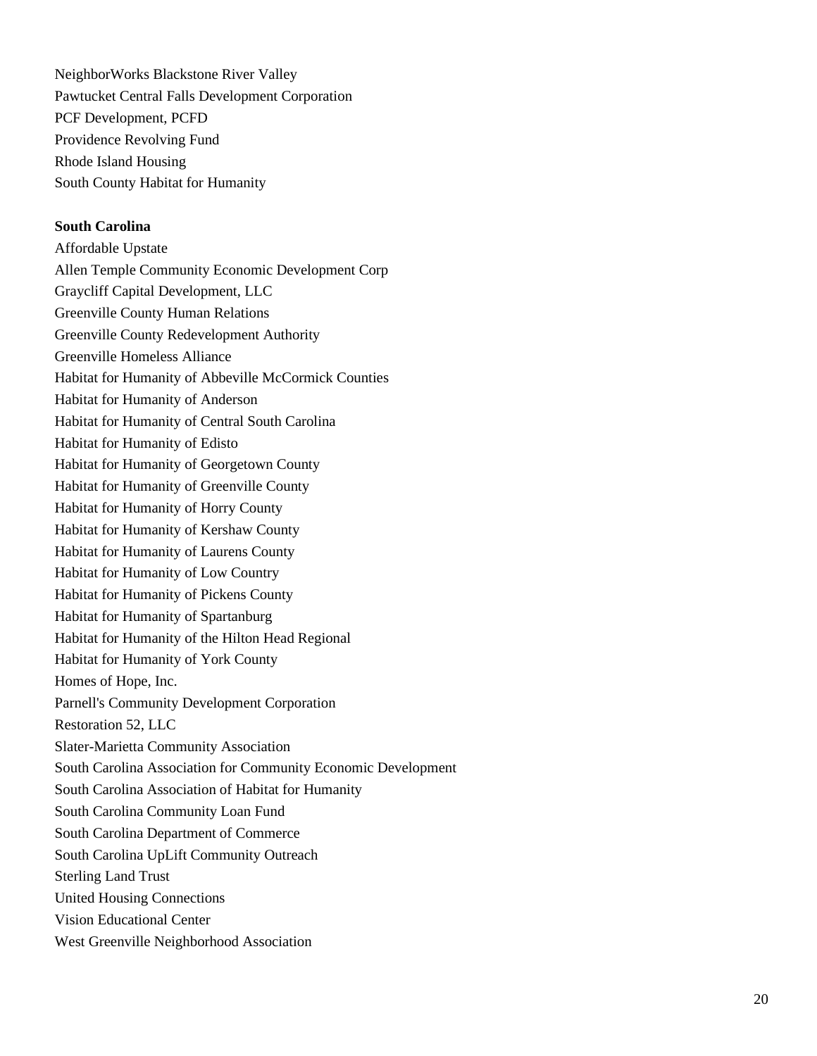NeighborWorks Blackstone River Valley
Pawtucket Central Falls Development Corporation
PCF Development, PCFD
Providence Revolving Fund
Rhode Island Housing
South County Habitat for Humanity

**South Carolina**

Affordable Upstate
Allen Temple Community Economic Development Corp
Graycliff Capital Development, LLC
Greenville County Human Relations
Greenville County Redevelopment Authority
Greenville Homeless Alliance
Habitat for Humanity of Abbeville McCormick Counties
Habitat for Humanity of Anderson
Habitat for Humanity of Central South Carolina
Habitat for Humanity of Edisto
Habitat for Humanity of Georgetown County
Habitat for Humanity of Greenville County
Habitat for Humanity of Horry County
Habitat for Humanity of Kershaw County
Habitat for Humanity of Laurens County
Habitat for Humanity of Low Country
Habitat for Humanity of Pickens County
Habitat for Humanity of Spartanburg
Habitat for Humanity of the Hilton Head Regional
Habitat for Humanity of York County
Homes of Hope, Inc.
Parnell's Community Development Corporation
Restoration 52, LLC
Slater-Marietta Community Association
South Carolina Association for Community Economic Development
South Carolina Association of Habitat for Humanity
South Carolina Community Loan Fund
South Carolina Department of Commerce
South Carolina UpLift Community Outreach
Sterling Land Trust
United Housing Connections
Vision Educational Center
West Greenville Neighborhood Association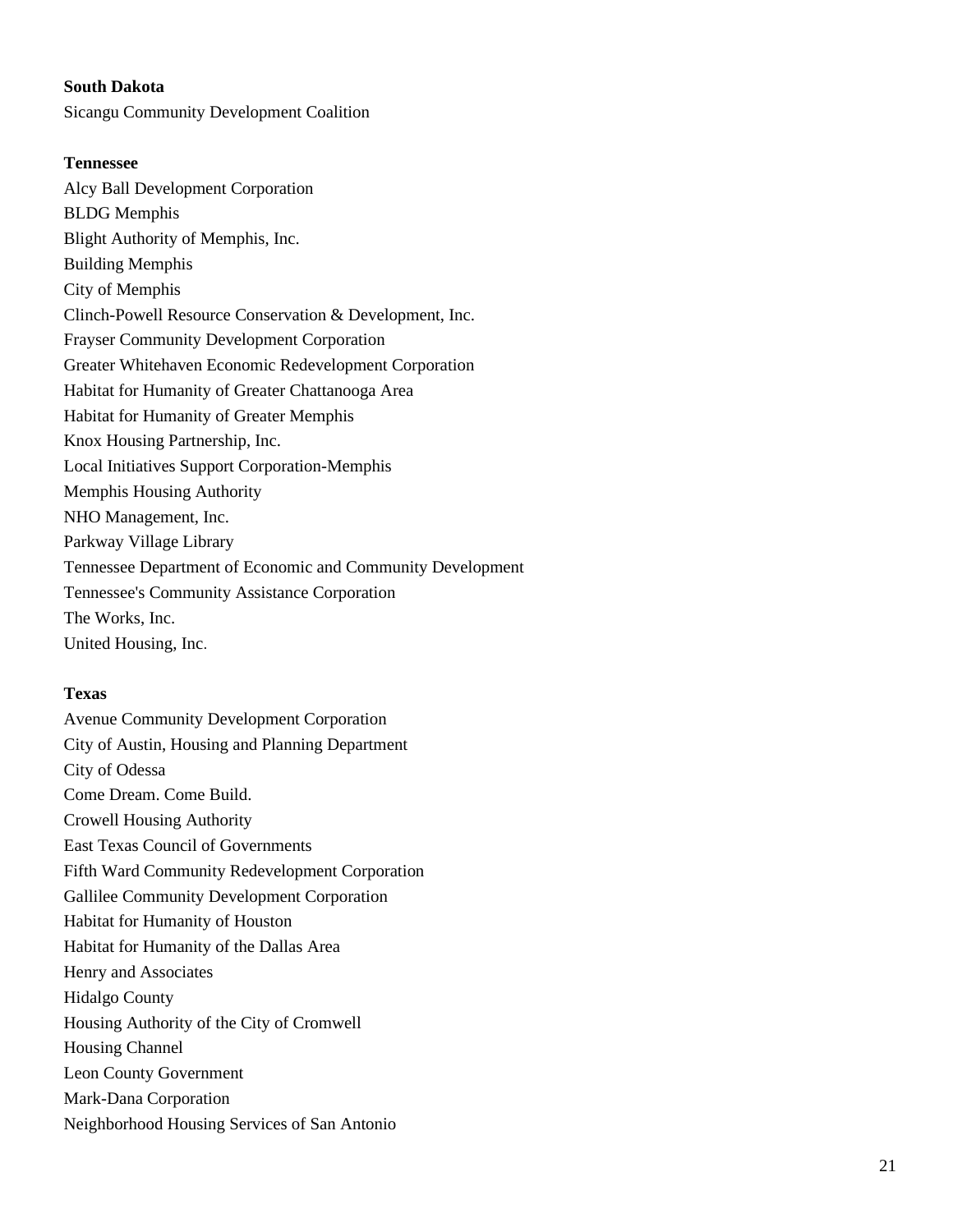**South Dakota**

Sicangu Community Development Coalition

**Tennessee**

Alcy Ball Development Corporation
BLDG Memphis
Blight Authority of Memphis, Inc.
Building Memphis
City of Memphis
Clinch-Powell Resource Conservation & Development, Inc.
Frayser Community Development Corporation
Greater Whitehaven Economic Redevelopment Corporation
Habitat for Humanity of Greater Chattanooga Area
Habitat for Humanity of Greater Memphis
Knox Housing Partnership, Inc.
Local Initiatives Support Corporation-Memphis
Memphis Housing Authority
NHO Management, Inc.
Parkway Village Library
Tennessee Department of Economic and Community Development
Tennessee's Community Assistance Corporation
The Works, Inc.
United Housing, Inc.

**Texas**

Avenue Community Development Corporation
City of Austin, Housing and Planning Department
City of Odessa
Come Dream. Come Build.
Crowell Housing Authority
East Texas Council of Governments
Fifth Ward Community Redevelopment Corporation
Gallilee Community Development Corporation
Habitat for Humanity of Houston
Habitat for Humanity of the Dallas Area
Henry and Associates
Hidalgo County
Housing Authority of the City of Cromwell
Housing Channel
Leon County Government
Mark-Dana Corporation
Neighborhood Housing Services of San Antonio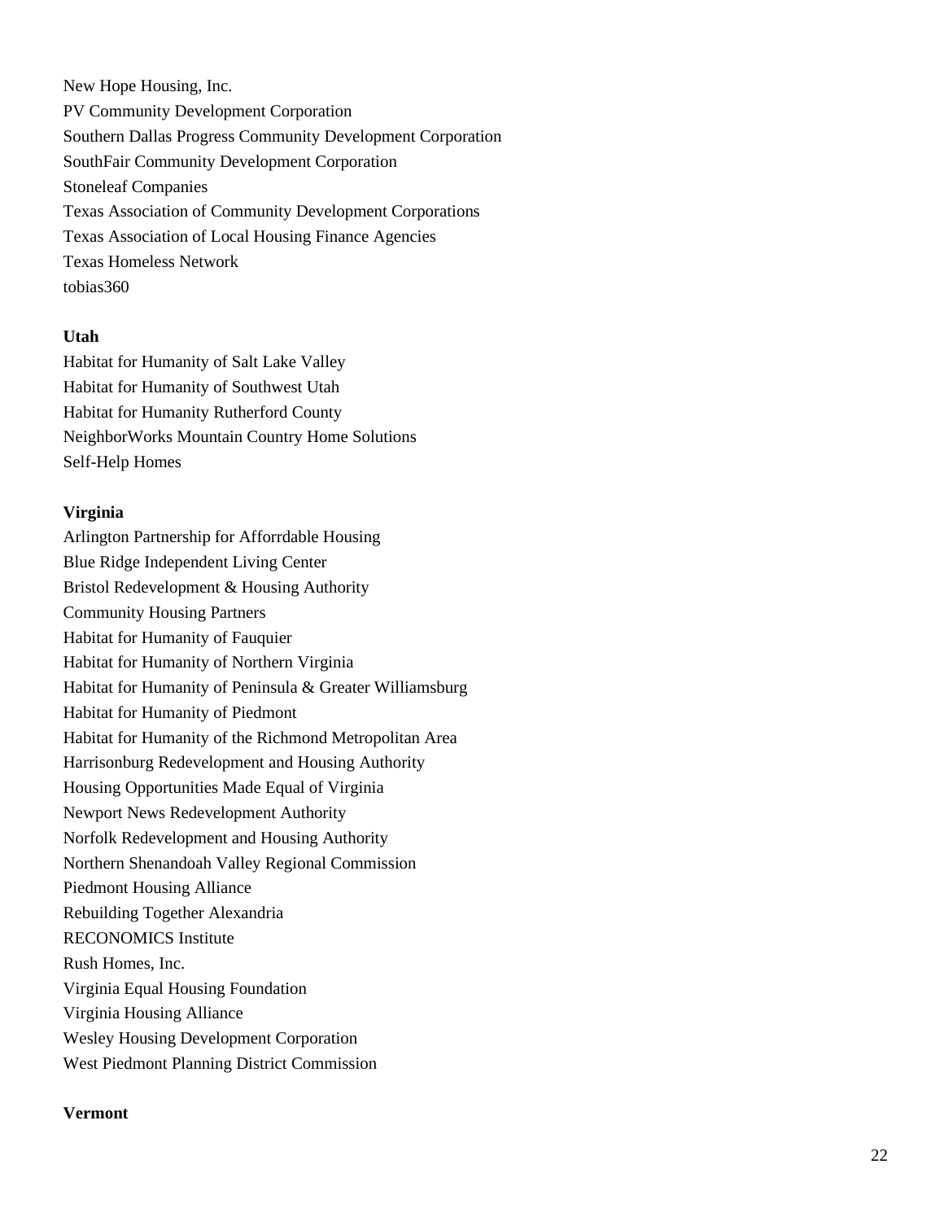New Hope Housing, Inc.
PV Community Development Corporation
Southern Dallas Progress Community Development Corporation
SouthFair Community Development Corporation
Stoneleaf Companies
Texas Association of Community Development Corporations
Texas Association of Local Housing Finance Agencies
Texas Homeless Network
tobias360

**Utah**

Habitat for Humanity of Salt Lake Valley
Habitat for Humanity of Southwest Utah
Habitat for Humanity Rutherford County
NeighborWorks Mountain Country Home Solutions
Self-Help Homes

**Virginia**

Arlington Partnership for Afforrdable Housing
Blue Ridge Independent Living Center
Bristol Redevelopment & Housing Authority
Community Housing Partners
Habitat for Humanity of Fauquier
Habitat for Humanity of Northern Virginia
Habitat for Humanity of Peninsula & Greater Williamsburg
Habitat for Humanity of Piedmont
Habitat for Humanity of the Richmond Metropolitan Area
Harrisonburg Redevelopment and Housing Authority
Housing Opportunities Made Equal of Virginia
Newport News Redevelopment Authority
Norfolk Redevelopment and Housing Authority
Northern Shenandoah Valley Regional Commission
Piedmont Housing Alliance
Rebuilding Together Alexandria
RECONOMICS Institute
Rush Homes, Inc.
Virginia Equal Housing Foundation
Virginia Housing Alliance
Wesley Housing Development Corporation
West Piedmont Planning District Commission

**Vermont**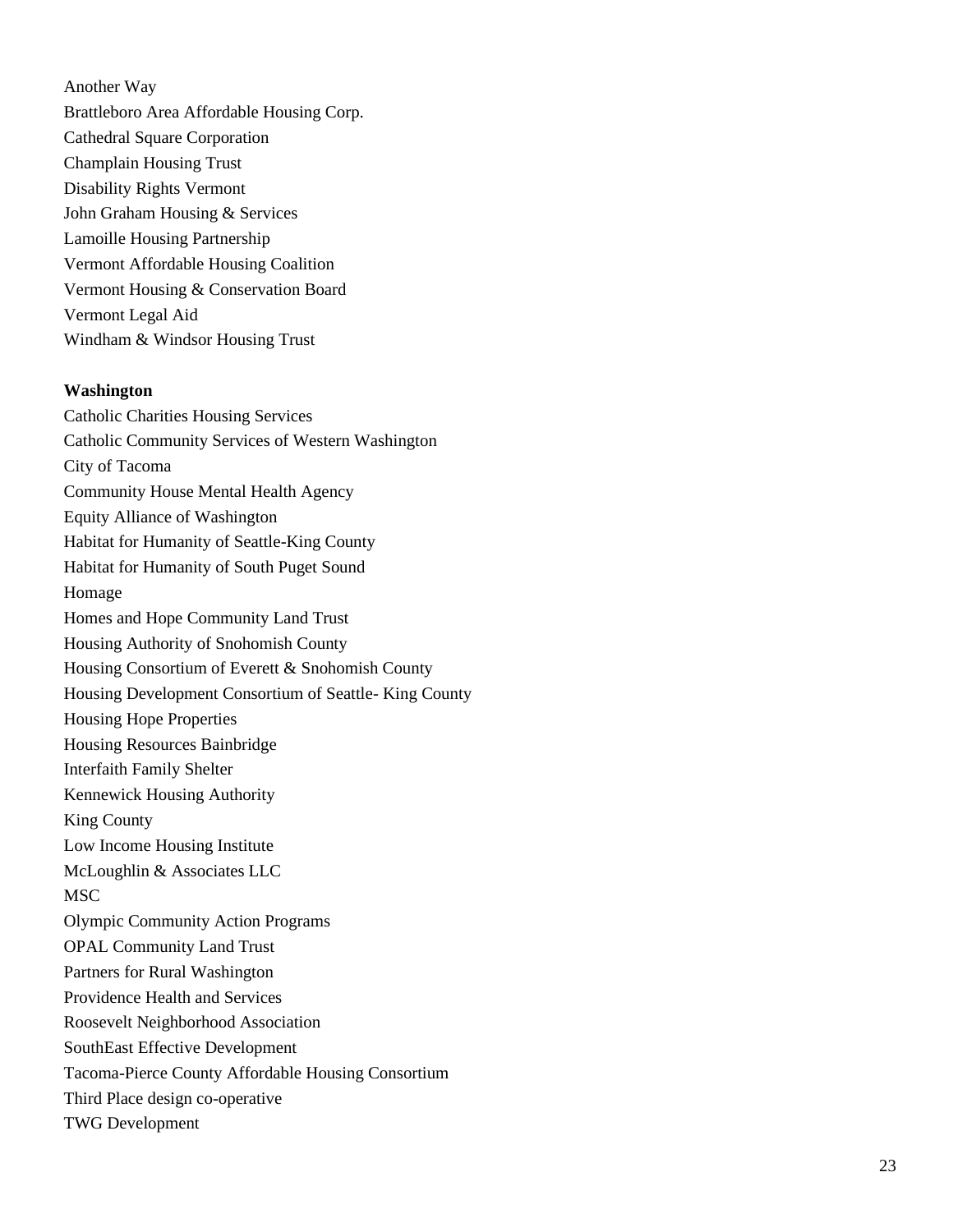Another Way
Brattleboro Area Affordable Housing Corp.
Cathedral Square Corporation
Champlain Housing Trust
Disability Rights Vermont
John Graham Housing & Services
Lamoille Housing Partnership
Vermont Affordable Housing Coalition
Vermont Housing & Conservation Board
Vermont Legal Aid
Windham & Windsor Housing Trust

**Washington**
Catholic Charities Housing Services
Catholic Community Services of Western Washington
City of Tacoma
Community House Mental Health Agency
Equity Alliance of Washington
Habitat for Humanity of Seattle-King County
Habitat for Humanity of South Puget Sound
Homage
Homes and Hope Community Land Trust
Housing Authority of Snohomish County
Housing Consortium of Everett & Snohomish County
Housing Development Consortium of Seattle- King County
Housing Hope Properties
Housing Resources Bainbridge
Interfaith Family Shelter
Kennewick Housing Authority
King County
Low Income Housing Institute
McLoughlin & Associates LLC
MSC
Olympic Community Action Programs
OPAL Community Land Trust
Partners for Rural Washington
Providence Health and Services
Roosevelt Neighborhood Association
SouthEast Effective Development
Tacoma-Pierce County Affordable Housing Consortium
Third Place design co-operative
TWG Development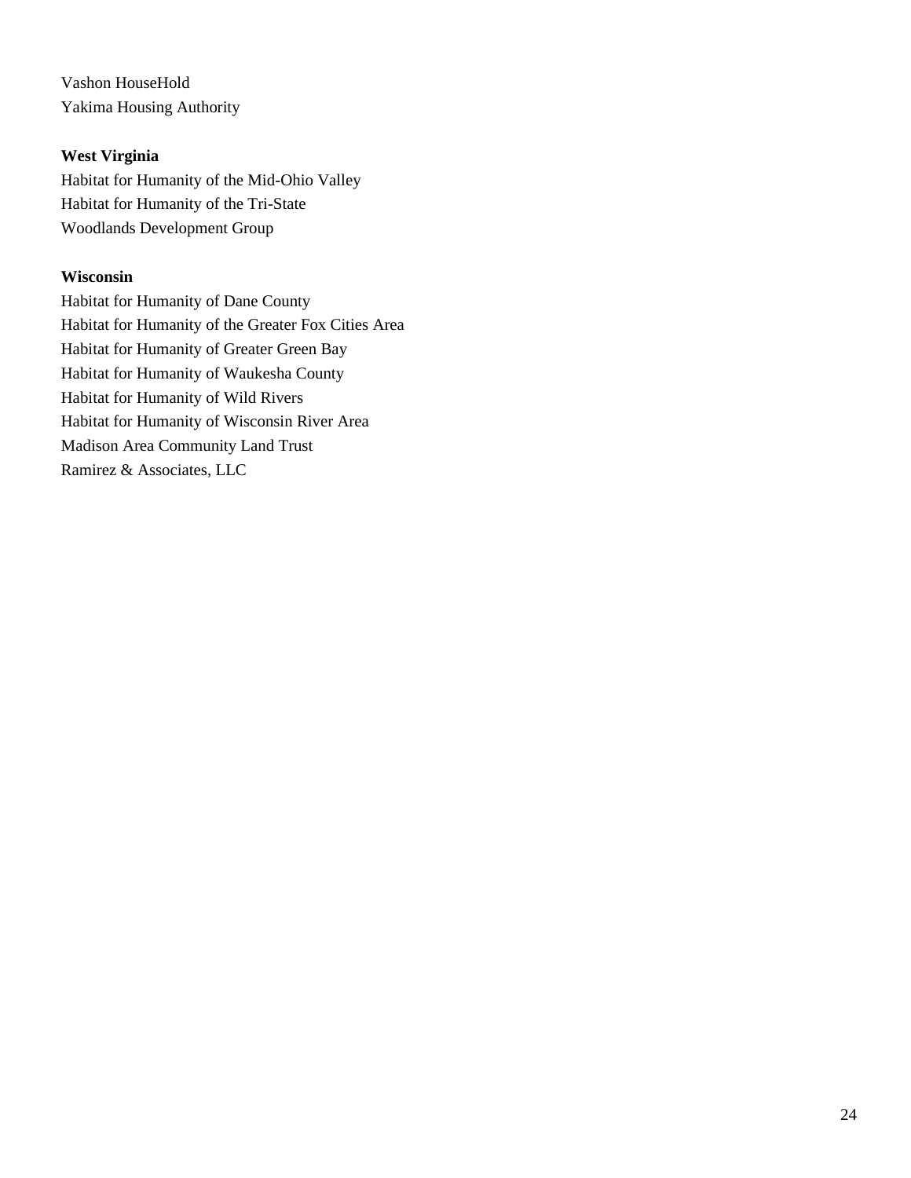Vashon HouseHold
Yakima Housing Authority

**West Virginia**

Habitat for Humanity of the Mid-Ohio Valley
Habitat for Humanity of the Tri-State
Woodlands Development Group

**Wisconsin**

Habitat for Humanity of Dane County
Habitat for Humanity of the Greater Fox Cities Area
Habitat for Humanity of Greater Green Bay
Habitat for Humanity of Waukesha County
Habitat for Humanity of Wild Rivers
Habitat for Humanity of Wisconsin River Area
Madison Area Community Land Trust
Ramirez & Associates, LLC